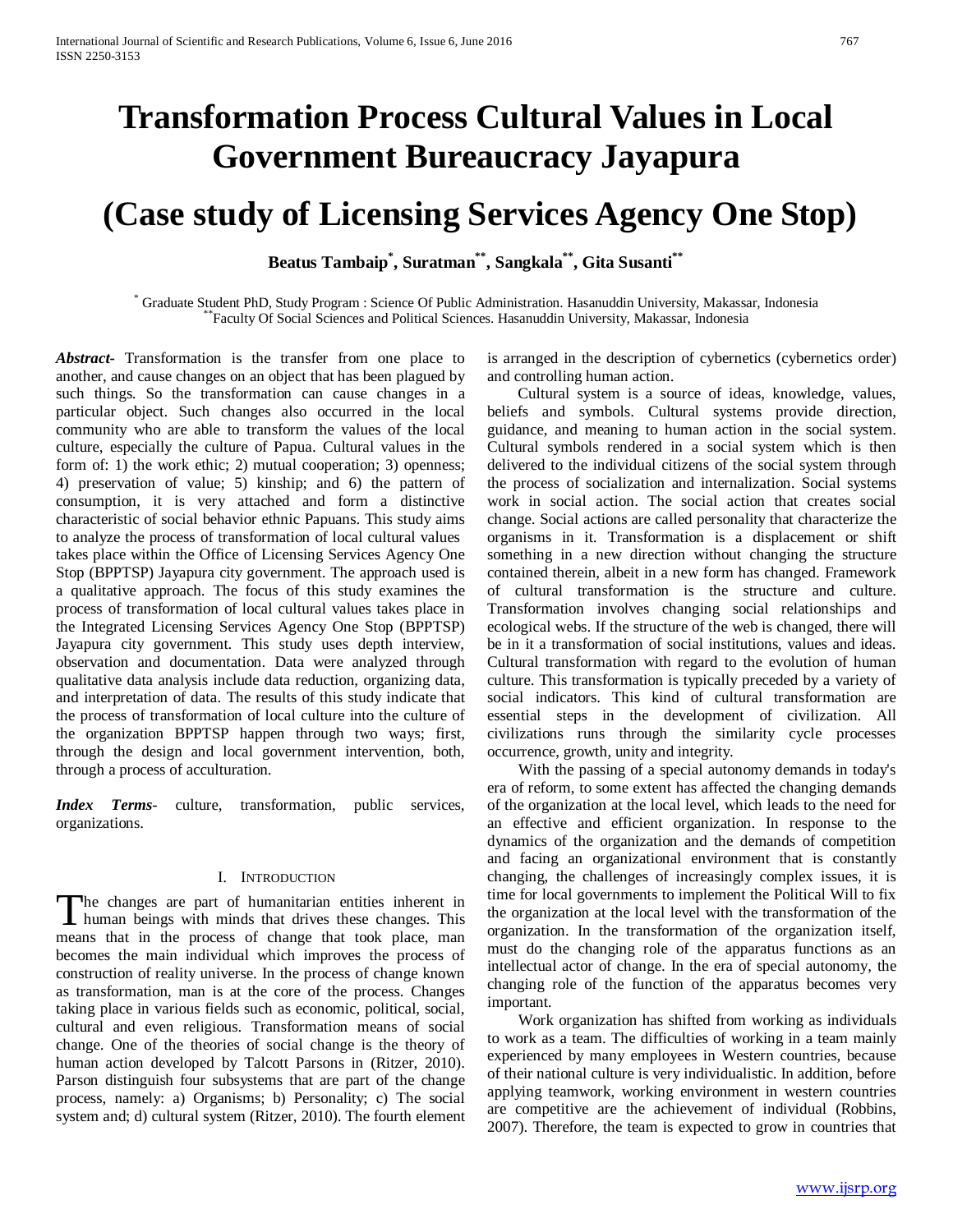# Transformation Process Cultural Values in Local Government Bureaucracy Jayapura

# (Case study of Licensing Services Agency One Stop)

**Beatus Tambaip[*], Suratman[**], Sangkala[**], Gita Susanti[**]**

[*] Graduate Student PhD, Study Program : Science Of Public Administration. Hasanuddin University, Makassar, Indonesia
[**]Faculty Of Social Sciences and Political Sciences. Hasanuddin University, Makassar, Indonesia

***Abstract-*** Transformation is the transfer from one place to another, and cause changes on an object that has been plagued by such things. So the transformation can cause changes in a particular object. Such changes also occurred in the local community who are able to transform the values of the local culture, especially the culture of Papua. Cultural values in the form of: 1) the work ethic; 2) mutual cooperation; 3) openness; 4) preservation of value; 5) kinship; and 6) the pattern of consumption, it is very attached and form a distinctive characteristic of social behavior ethnic Papuans. This study aims to analyze the process of transformation of local cultural values takes place within the Office of Licensing Services Agency One Stop (BPPTSP) Jayapura city government. The approach used is a qualitative approach. The focus of this study examines the process of transformation of local cultural values takes place in the Integrated Licensing Services Agency One Stop (BPPTSP) Jayapura city government. This study uses depth interview, observation and documentation. Data were analyzed through qualitative data analysis include data reduction, organizing data, and interpretation of data. The results of this study indicate that the process of transformation of local culture into the culture of the organization BPPTSP happen through two ways; first, through the design and local government intervention, both, through a process of acculturation.

***Index Terms-*** culture, transformation, public services, organizations.

## I. Introduction

The changes are part of humanitarian entities inherent in human beings with minds that drives these changes. This means that in the process of change that took place, man becomes the main individual which improves the process of construction of reality universe. In the process of change known as transformation, man is at the core of the process. Changes taking place in various fields such as economic, political, social, cultural and even religious. Transformation means of social change. One of the theories of social change is the theory of human action developed by Talcott Parsons in (Ritzer, 2010). Parson distinguish four subsystems that are part of the change process, namely: a) Organisms; b) Personality; c) The social system and; d) cultural system (Ritzer, 2010). The fourth element is arranged in the description of cybernetics (cybernetics order) and controlling human action.

Cultural system is a source of ideas, knowledge, values, beliefs and symbols. Cultural systems provide direction, guidance, and meaning to human action in the social system. Cultural symbols rendered in a social system which is then delivered to the individual citizens of the social system through the process of socialization and internalization. Social systems work in social action. The social action that creates social change. Social actions are called personality that characterize the organisms in it. Transformation is a displacement or shift something in a new direction without changing the structure contained therein, albeit in a new form has changed. Framework of cultural transformation is the structure and culture. Transformation involves changing social relationships and ecological webs. If the structure of the web is changed, there will be in it a transformation of social institutions, values and ideas. Cultural transformation with regard to the evolution of human culture. This transformation is typically preceded by a variety of social indicators. This kind of cultural transformation are essential steps in the development of civilization. All civilizations runs through the similarity cycle processes occurrence, growth, unity and integrity.

With the passing of a special autonomy demands in today's era of reform, to some extent has affected the changing demands of the organization at the local level, which leads to the need for an effective and efficient organization. In response to the dynamics of the organization and the demands of competition and facing an organizational environment that is constantly changing, the challenges of increasingly complex issues, it is time for local governments to implement the Political Will to fix the organization at the local level with the transformation of the organization. In the transformation of the organization itself, must do the changing role of the apparatus functions as an intellectual actor of change. In the era of special autonomy, the changing role of the function of the apparatus becomes very important.

Work organization has shifted from working as individuals to work as a team. The difficulties of working in a team mainly experienced by many employees in Western countries, because of their national culture is very individualistic. In addition, before applying teamwork, working environment in western countries are competitive are the achievement of individual (Robbins, 2007). Therefore, the team is expected to grow in countries that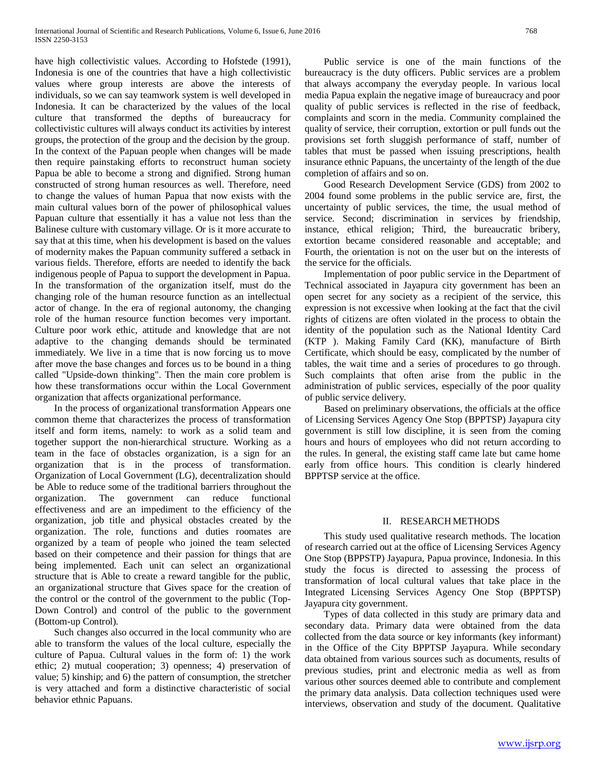have high collectivistic values. According to Hofstede (1991), Indonesia is one of the countries that have a high collectivistic values where group interests are above the interests of individuals, so we can say teamwork system is well developed in Indonesia. It can be characterized by the values of the local culture that transformed the depths of bureaucracy for collectivistic cultures will always conduct its activities by interest groups, the protection of the group and the decision by the group. In the context of the Papuan people when changes will be made then require painstaking efforts to reconstruct human society Papua be able to become a strong and dignified. Strong human constructed of strong human resources as well. Therefore, need to change the values of human Papua that now exists with the main cultural values born of the power of philosophical values Papuan culture that essentially it has a value not less than the Balinese culture with customary village. Or is it more accurate to say that at this time, when his development is based on the values of modernity makes the Papuan community suffered a setback in various fields. Therefore, efforts are needed to identify the back indigenous people of Papua to support the development in Papua. In the transformation of the organization itself, must do the changing role of the human resource function as an intellectual actor of change. In the era of regional autonomy, the changing role of the human resource function becomes very important. Culture poor work ethic, attitude and knowledge that are not adaptive to the changing demands should be terminated immediately. We live in a time that is now forcing us to move after move the base changes and forces us to be bound in a thing called "Upside-down thinking". Then the main core problem is how these transformations occur within the Local Government organization that affects organizational performance.

In the process of organizational transformation Appears one common theme that characterizes the process of transformation itself and form items, namely: to work as a solid team and together support the non-hierarchical structure. Working as a team in the face of obstacles organization, is a sign for an organization that is in the process of transformation. Organization of Local Government (LG), decentralization should be Able to reduce some of the traditional barriers throughout the organization. The government can reduce functional effectiveness and are an impediment to the efficiency of the organization, job title and physical obstacles created by the organization. The role, functions and duties roomates are organized by a team of people who joined the team selected based on their competence and their passion for things that are being implemented. Each unit can select an organizational structure that is Able to create a reward tangible for the public, an organizational structure that Gives space for the creation of the control or the control of the government to the public (Top-Down Control) and control of the public to the government (Bottom-up Control).

Such changes also occurred in the local community who are able to transform the values of the local culture, especially the culture of Papua. Cultural values in the form of: 1) the work ethic; 2) mutual cooperation; 3) openness; 4) preservation of value; 5) kinship; and 6) the pattern of consumption, the stretcher is very attached and form a distinctive characteristic of social behavior ethnic Papuans.

Public service is one of the main functions of the bureaucracy is the duty officers. Public services are a problem that always accompany the everyday people. In various local media Papua explain the negative image of bureaucracy and poor quality of public services is reflected in the rise of feedback, complaints and scorn in the media. Community complained the quality of service, their corruption, extortion or pull funds out the provisions set forth sluggish performance of staff, number of tables that must be passed when issuing prescriptions, health insurance ethnic Papuans, the uncertainty of the length of the due completion of affairs and so on.

Good Research Development Service (GDS) from 2002 to 2004 found some problems in the public service are, first, the uncertainty of public services, the time, the usual method of service. Second; discrimination in services by friendship, instance, ethical religion; Third, the bureaucratic bribery, extortion became considered reasonable and acceptable; and Fourth, the orientation is not on the user but on the interests of the service for the officials.

Implementation of poor public service in the Department of Technical associated in Jayapura city government has been an open secret for any society as a recipient of the service, this expression is not excessive when looking at the fact that the civil rights of citizens are often violated in the process to obtain the identity of the population such as the National Identity Card (KTP ). Making Family Card (KK), manufacture of Birth Certificate, which should be easy, complicated by the number of tables, the wait time and a series of procedures to go through. Such complaints that often arise from the public in the administration of public services, especially of the poor quality of public service delivery.

Based on preliminary observations, the officials at the office of Licensing Services Agency One Stop (BPPTSP) Jayapura city government is still low discipline, it is seen from the coming hours and hours of employees who did not return according to the rules. In general, the existing staff came late but came home early from office hours. This condition is clearly hindered BPPTSP service at the office.

## II. RESEARCH METHODS

This study used qualitative research methods. The location of research carried out at the office of Licensing Services Agency One Stop (BPPSTP) Jayapura, Papua province, Indonesia. In this study the focus is directed to assessing the process of transformation of local cultural values that take place in the Integrated Licensing Services Agency One Stop (BPPTSP) Jayapura city government.

Types of data collected in this study are primary data and secondary data. Primary data were obtained from the data collected from the data source or key informants (key informant) in the Office of the City BPPTSP Jayapura. While secondary data obtained from various sources such as documents, results of previous studies, print and electronic media as well as from various other sources deemed able to contribute and complement the primary data analysis. Data collection techniques used were interviews, observation and study of the document. Qualitative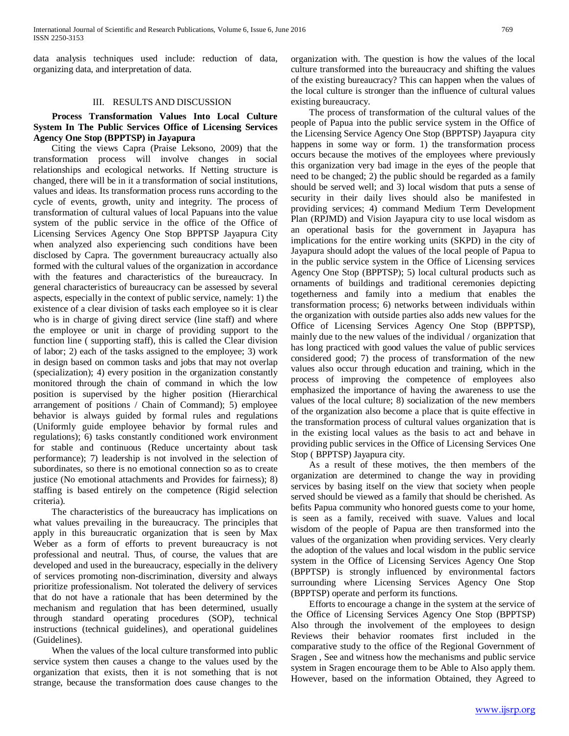data analysis techniques used include: reduction of data, organizing data, and interpretation of data.

## III. RESULTS AND DISCUSSION

**Process Transformation Values Into Local Culture System In The Public Services Office of Licensing Services Agency One Stop (BPPTSP) in Jayapura**

Citing the views Capra (Praise Leksono, 2009) that the transformation process will involve changes in social relationships and ecological networks. If Netting structure is changed, there will be in it a transformation of social institutions, values and ideas. Its transformation process runs according to the cycle of events, growth, unity and integrity. The process of transformation of cultural values of local Papuans into the value system of the public service in the office of the Office of Licensing Services Agency One Stop BPPTSP Jayapura City when analyzed also experiencing such conditions have been disclosed by Capra. The government bureaucracy actually also formed with the cultural values of the organization in accordance with the features and characteristics of the bureaucracy. In general characteristics of bureaucracy can be assessed by several aspects, especially in the context of public service, namely: 1) the existence of a clear division of tasks each employee so it is clear who is in charge of giving direct service (line staff) and where the employee or unit in charge of providing support to the function line ( supporting staff), this is called the Clear division of labor; 2) each of the tasks assigned to the employee; 3) work in design based on common tasks and jobs that may not overlap (specialization); 4) every position in the organization constantly monitored through the chain of command in which the low position is supervised by the higher position (Hierarchical arrangement of positions / Chain of Command); 5) employee behavior is always guided by formal rules and regulations (Uniformly guide employee behavior by formal rules and regulations); 6) tasks constantly conditioned work environment for stable and continuous (Reduce uncertainty about task performance); 7) leadership is not involved in the selection of subordinates, so there is no emotional connection so as to create justice (No emotional attachments and Provides for fairness); 8) staffing is based entirely on the competence (Rigid selection criteria).

The characteristics of the bureaucracy has implications on what values prevailing in the bureaucracy. The principles that apply in this bureaucratic organization that is seen by Max Weber as a form of efforts to prevent bureaucracy is not professional and neutral. Thus, of course, the values that are developed and used in the bureaucracy, especially in the delivery of services promoting non-discrimination, diversity and always prioritize professionalism. Not tolerated the delivery of services that do not have a rationale that has been determined by the mechanism and regulation that has been determined, usually through standard operating procedures (SOP), technical instructions (technical guidelines), and operational guidelines (Guidelines).

When the values of the local culture transformed into public service system then causes a change to the values used by the organization that exists, then it is not something that is not strange, because the transformation does cause changes to the organization with. The question is how the values of the local culture transformed into the bureaucracy and shifting the values of the existing bureaucracy? This can happen when the values of the local culture is stronger than the influence of cultural values existing bureaucracy.

The process of transformation of the cultural values of the people of Papua into the public service system in the Office of the Licensing Service Agency One Stop (BPPTSP) Jayapura city happens in some way or form. 1) the transformation process occurs because the motives of the employees where previously this organization very bad image in the eyes of the people that need to be changed; 2) the public should be regarded as a family should be served well; and 3) local wisdom that puts a sense of security in their daily lives should also be manifested in providing services; 4) command Medium Term Development Plan (RPJMD) and Vision Jayapura city to use local wisdom as an operational basis for the government in Jayapura has implications for the entire working units (SKPD) in the city of Jayapura should adopt the values of the local people of Papua to in the public service system in the Office of Licensing services Agency One Stop (BPPTSP); 5) local cultural products such as ornaments of buildings and traditional ceremonies depicting togetherness and family into a medium that enables the transformation process; 6) networks between individuals within the organization with outside parties also adds new values for the Office of Licensing Services Agency One Stop (BPPTSP), mainly due to the new values of the individual / organization that has long practiced with good values the value of public services considered good; 7) the process of transformation of the new values also occur through education and training, which in the process of improving the competence of employees also emphasized the importance of having the awareness to use the values of the local culture; 8) socialization of the new members of the organization also become a place that is quite effective in the transformation process of cultural values organization that is in the existing local values as the basis to act and behave in providing public services in the Office of Licensing Services One Stop ( BPPTSP) Jayapura city.

As a result of these motives, the then members of the organization are determined to change the way in providing services by basing itself on the view that society when people served should be viewed as a family that should be cherished. As befits Papua community who honored guests come to your home, is seen as a family, received with suave. Values and local wisdom of the people of Papua are then transformed into the values of the organization when providing services. Very clearly the adoption of the values and local wisdom in the public service system in the Office of Licensing Services Agency One Stop (BPPTSP) is strongly influenced by environmental factors surrounding where Licensing Services Agency One Stop (BPPTSP) operate and perform its functions.

Efforts to encourage a change in the system at the service of the Office of Licensing Services Agency One Stop (BPPTSP) Also through the involvement of the employees to design Reviews their behavior roomates first included in the comparative study to the office of the Regional Government of Sragen , See and witness how the mechanisms and public service system in Sragen encourage them to be Able to Also apply them. However, based on the information Obtained, they Agreed to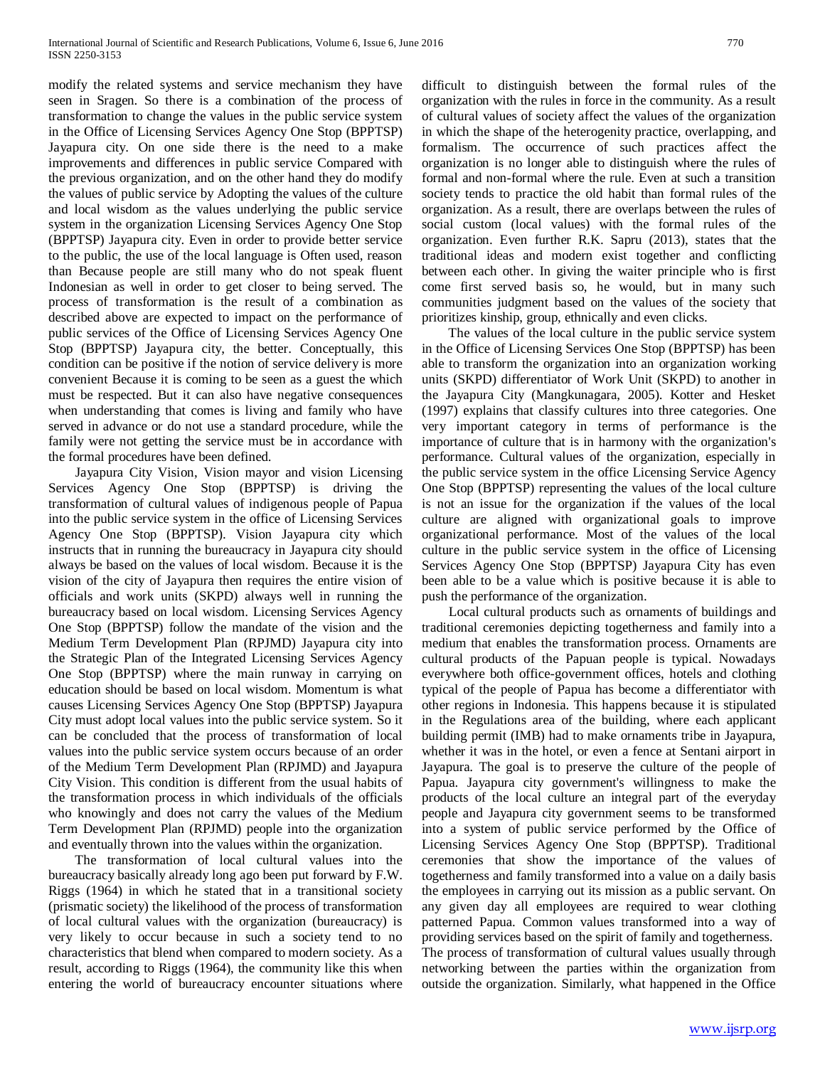modify the related systems and service mechanism they have seen in Sragen. So there is a combination of the process of transformation to change the values in the public service system in the Office of Licensing Services Agency One Stop (BPPTSP) Jayapura city. On one side there is the need to a make improvements and differences in public service Compared with the previous organization, and on the other hand they do modify the values of public service by Adopting the values of the culture and local wisdom as the values underlying the public service system in the organization Licensing Services Agency One Stop (BPPTSP) Jayapura city. Even in order to provide better service to the public, the use of the local language is Often used, reason than Because people are still many who do not speak fluent Indonesian as well in order to get closer to being served. The process of transformation is the result of a combination as described above are expected to impact on the performance of public services of the Office of Licensing Services Agency One Stop (BPPTSP) Jayapura city, the better. Conceptually, this condition can be positive if the notion of service delivery is more convenient Because it is coming to be seen as a guest the which must be respected. But it can also have negative consequences when understanding that comes is living and family who have served in advance or do not use a standard procedure, while the family were not getting the service must be in accordance with the formal procedures have been defined.

Jayapura City Vision, Vision mayor and vision Licensing Services Agency One Stop (BPPTSP) is driving the transformation of cultural values of indigenous people of Papua into the public service system in the office of Licensing Services Agency One Stop (BPPTSP). Vision Jayapura city which instructs that in running the bureaucracy in Jayapura city should always be based on the values of local wisdom. Because it is the vision of the city of Jayapura then requires the entire vision of officials and work units (SKPD) always well in running the bureaucracy based on local wisdom. Licensing Services Agency One Stop (BPPTSP) follow the mandate of the vision and the Medium Term Development Plan (RPJMD) Jayapura city into the Strategic Plan of the Integrated Licensing Services Agency One Stop (BPPTSP) where the main runway in carrying on education should be based on local wisdom. Momentum is what causes Licensing Services Agency One Stop (BPPTSP) Jayapura City must adopt local values into the public service system. So it can be concluded that the process of transformation of local values into the public service system occurs because of an order of the Medium Term Development Plan (RPJMD) and Jayapura City Vision. This condition is different from the usual habits of the transformation process in which individuals of the officials who knowingly and does not carry the values of the Medium Term Development Plan (RPJMD) people into the organization and eventually thrown into the values within the organization.

The transformation of local cultural values into the bureaucracy basically already long ago been put forward by F.W. Riggs (1964) in which he stated that in a transitional society (prismatic society) the likelihood of the process of transformation of local cultural values with the organization (bureaucracy) is very likely to occur because in such a society tend to no characteristics that blend when compared to modern society. As a result, according to Riggs (1964), the community like this when entering the world of bureaucracy encounter situations where difficult to distinguish between the formal rules of the organization with the rules in force in the community. As a result of cultural values of society affect the values of the organization in which the shape of the heterogenity practice, overlapping, and formalism. The occurrence of such practices affect the organization is no longer able to distinguish where the rules of formal and non-formal where the rule. Even at such a transition society tends to practice the old habit than formal rules of the organization. As a result, there are overlaps between the rules of social custom (local values) with the formal rules of the organization. Even further R.K. Sapru (2013), states that the traditional ideas and modern exist together and conflicting between each other. In giving the waiter principle who is first come first served basis so, he would, but in many such communities judgment based on the values of the society that prioritizes kinship, group, ethnically and even clicks.

The values of the local culture in the public service system in the Office of Licensing Services One Stop (BPPTSP) has been able to transform the organization into an organization working units (SKPD) differentiator of Work Unit (SKPD) to another in the Jayapura City (Mangkunagara, 2005). Kotter and Hesket (1997) explains that classify cultures into three categories. One very important category in terms of performance is the importance of culture that is in harmony with the organization's performance. Cultural values of the organization, especially in the public service system in the office Licensing Service Agency One Stop (BPPTSP) representing the values of the local culture is not an issue for the organization if the values of the local culture are aligned with organizational goals to improve organizational performance. Most of the values of the local culture in the public service system in the office of Licensing Services Agency One Stop (BPPTSP) Jayapura City has even been able to be a value which is positive because it is able to push the performance of the organization.

Local cultural products such as ornaments of buildings and traditional ceremonies depicting togetherness and family into a medium that enables the transformation process. Ornaments are cultural products of the Papuan people is typical. Nowadays everywhere both office-government offices, hotels and clothing typical of the people of Papua has become a differentiator with other regions in Indonesia. This happens because it is stipulated in the Regulations area of the building, where each applicant building permit (IMB) had to make ornaments tribe in Jayapura, whether it was in the hotel, or even a fence at Sentani airport in Jayapura. The goal is to preserve the culture of the people of Papua. Jayapura city government's willingness to make the products of the local culture an integral part of the everyday people and Jayapura city government seems to be transformed into a system of public service performed by the Office of Licensing Services Agency One Stop (BPPTSP). Traditional ceremonies that show the importance of the values of togetherness and family transformed into a value on a daily basis the employees in carrying out its mission as a public servant. On any given day all employees are required to wear clothing patterned Papua. Common values transformed into a way of providing services based on the spirit of family and togetherness. The process of transformation of cultural values usually through networking between the parties within the organization from outside the organization. Similarly, what happened in the Office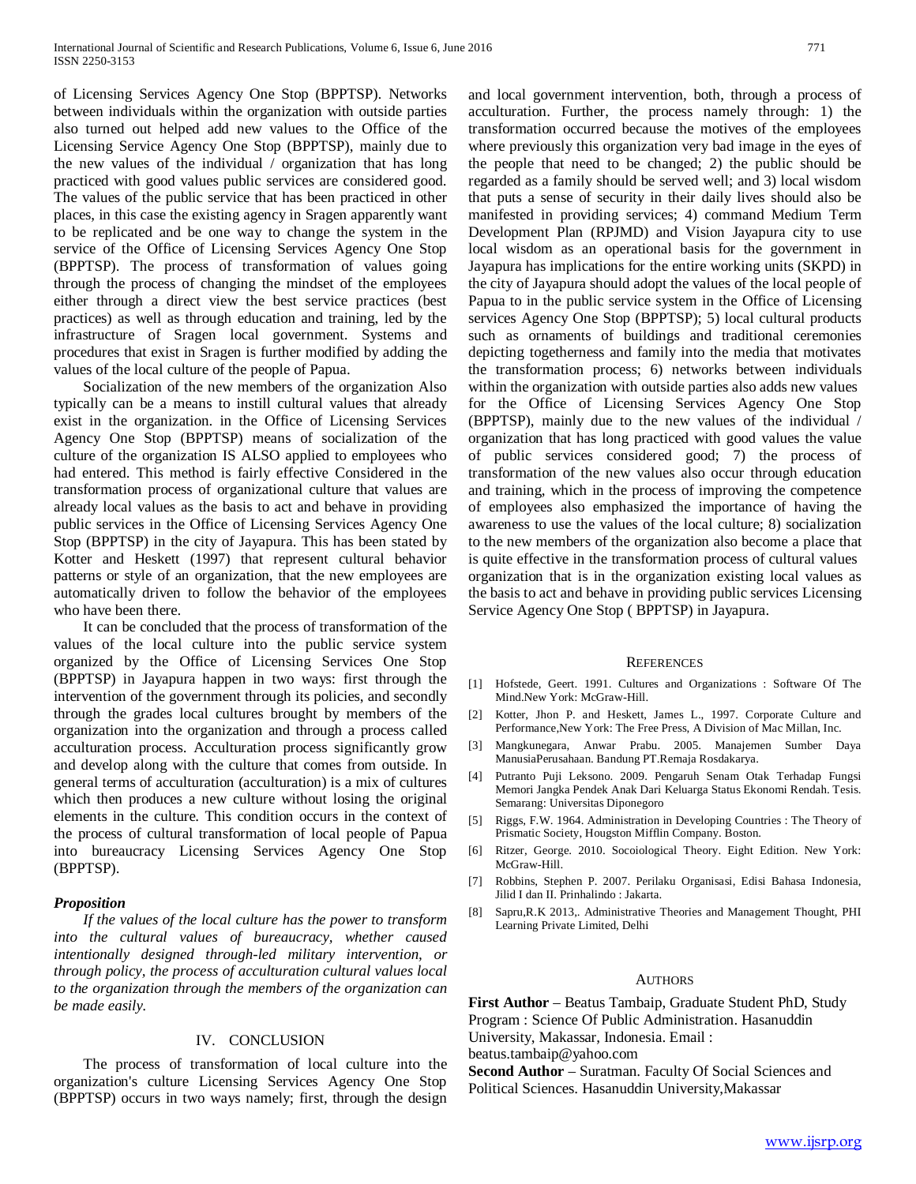of Licensing Services Agency One Stop (BPPTSP). Networks between individuals within the organization with outside parties also turned out helped add new values to the Office of the Licensing Service Agency One Stop (BPPTSP), mainly due to the new values of the individual / organization that has long practiced with good values public services are considered good. The values of the public service that has been practiced in other places, in this case the existing agency in Sragen apparently want to be replicated and be one way to change the system in the service of the Office of Licensing Services Agency One Stop (BPPTSP). The process of transformation of values going through the process of changing the mindset of the employees either through a direct view the best service practices (best practices) as well as through education and training, led by the infrastructure of Sragen local government. Systems and procedures that exist in Sragen is further modified by adding the values of the local culture of the people of Papua.

Socialization of the new members of the organization Also typically can be a means to instill cultural values that already exist in the organization. in the Office of Licensing Services Agency One Stop (BPPTSP) means of socialization of the culture of the organization IS ALSO applied to employees who had entered. This method is fairly effective Considered in the transformation process of organizational culture that values are already local values as the basis to act and behave in providing public services in the Office of Licensing Services Agency One Stop (BPPTSP) in the city of Jayapura. This has been stated by Kotter and Heskett (1997) that represent cultural behavior patterns or style of an organization, that the new employees are automatically driven to follow the behavior of the employees who have been there.

It can be concluded that the process of transformation of the values of the local culture into the public service system organized by the Office of Licensing Services One Stop (BPPTSP) in Jayapura happen in two ways: first through the intervention of the government through its policies, and secondly through the grades local cultures brought by members of the organization into the organization and through a process called acculturation process. Acculturation process significantly grow and develop along with the culture that comes from outside. In general terms of acculturation (acculturation) is a mix of cultures which then produces a new culture without losing the original elements in the culture. This condition occurs in the context of the process of cultural transformation of local people of Papua into bureaucracy Licensing Services Agency One Stop (BPPTSP).

### *Proposition*

*If the values of the local culture has the power to transform into the cultural values of bureaucracy, whether caused intentionally designed through-led military intervention, or through policy, the process of acculturation cultural values local to the organization through the members of the organization can be made easily.*

## IV. CONCLUSION

The process of transformation of local culture into the organization's culture Licensing Services Agency One Stop (BPPTSP) occurs in two ways namely; first, through the design and local government intervention, both, through a process of acculturation. Further, the process namely through: 1) the transformation occurred because the motives of the employees where previously this organization very bad image in the eyes of the people that need to be changed; 2) the public should be regarded as a family should be served well; and 3) local wisdom that puts a sense of security in their daily lives should also be manifested in providing services; 4) command Medium Term Development Plan (RPJMD) and Vision Jayapura city to use local wisdom as an operational basis for the government in Jayapura has implications for the entire working units (SKPD) in the city of Jayapura should adopt the values of the local people of Papua to in the public service system in the Office of Licensing services Agency One Stop (BPPTSP); 5) local cultural products such as ornaments of buildings and traditional ceremonies depicting togetherness and family into the media that motivates the transformation process; 6) networks between individuals within the organization with outside parties also adds new values for the Office of Licensing Services Agency One Stop (BPPTSP), mainly due to the new values of the individual / organization that has long practiced with good values the value of public services considered good; 7) the process of transformation of the new values also occur through education and training, which in the process of improving the competence of employees also emphasized the importance of having the awareness to use the values of the local culture; 8) socialization to the new members of the organization also become a place that is quite effective in the transformation process of cultural values organization that is in the organization existing local values as the basis to act and behave in providing public services Licensing Service Agency One Stop ( BPPTSP) in Jayapura.

## REFERENCES

[1] Hofstede, Geert. 1991. Cultures and Organizations : Software Of The Mind.New York: McGraw-Hill.

[2] Kotter, Jhon P. and Heskett, James L., 1997. Corporate Culture and Performance,New York: The Free Press, A Division of Mac Millan, Inc.

[3] Mangkunegara, Anwar Prabu. 2005. Manajemen Sumber Daya ManusiaPerusahaan. Bandung PT.Remaja Rosdakarya.

[4] Putranto Puji Leksono. 2009. Pengaruh Senam Otak Terhadap Fungsi Memori Jangka Pendek Anak Dari Keluarga Status Ekonomi Rendah. Tesis. Semarang: Universitas Diponegoro

[5] Riggs, F.W. 1964. Administration in Developing Countries : The Theory of Prismatic Society, Hougston Mifflin Company. Boston.

[6] Ritzer, George. 2010. Socoiological Theory. Eight Edition. New York: McGraw-Hill.

[7] Robbins, Stephen P. 2007. Perilaku Organisasi, Edisi Bahasa Indonesia, Jilid I dan II. Prinhalindo : Jakarta.

[8] Sapru,R.K 2013,. Administrative Theories and Management Thought, PHI Learning Private Limited, Delhi

## AUTHORS

**First Author** – Beatus Tambaip, Graduate Student PhD, Study Program : Science Of Public Administration. Hasanuddin University, Makassar, Indonesia. Email : beatus.tambaip@yahoo.com

**Second Author** – Suratman. Faculty Of Social Sciences and Political Sciences. Hasanuddin University,Makassar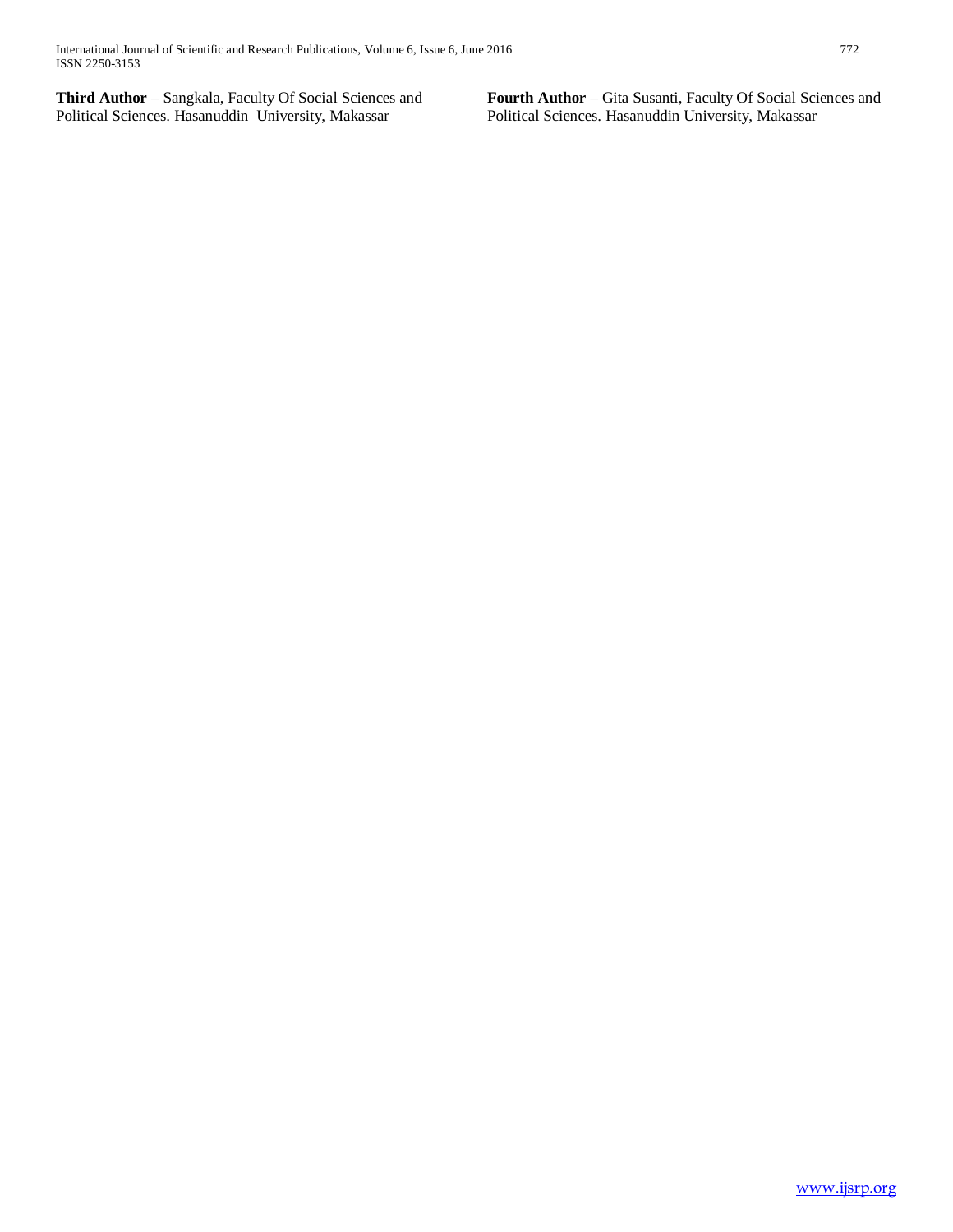**Third Author** – Sangkala, Faculty Of Social Sciences and Political Sciences. Hasanuddin University, Makassar

**Fourth Author** – Gita Susanti, Faculty Of Social Sciences and Political Sciences. Hasanuddin University, Makassar